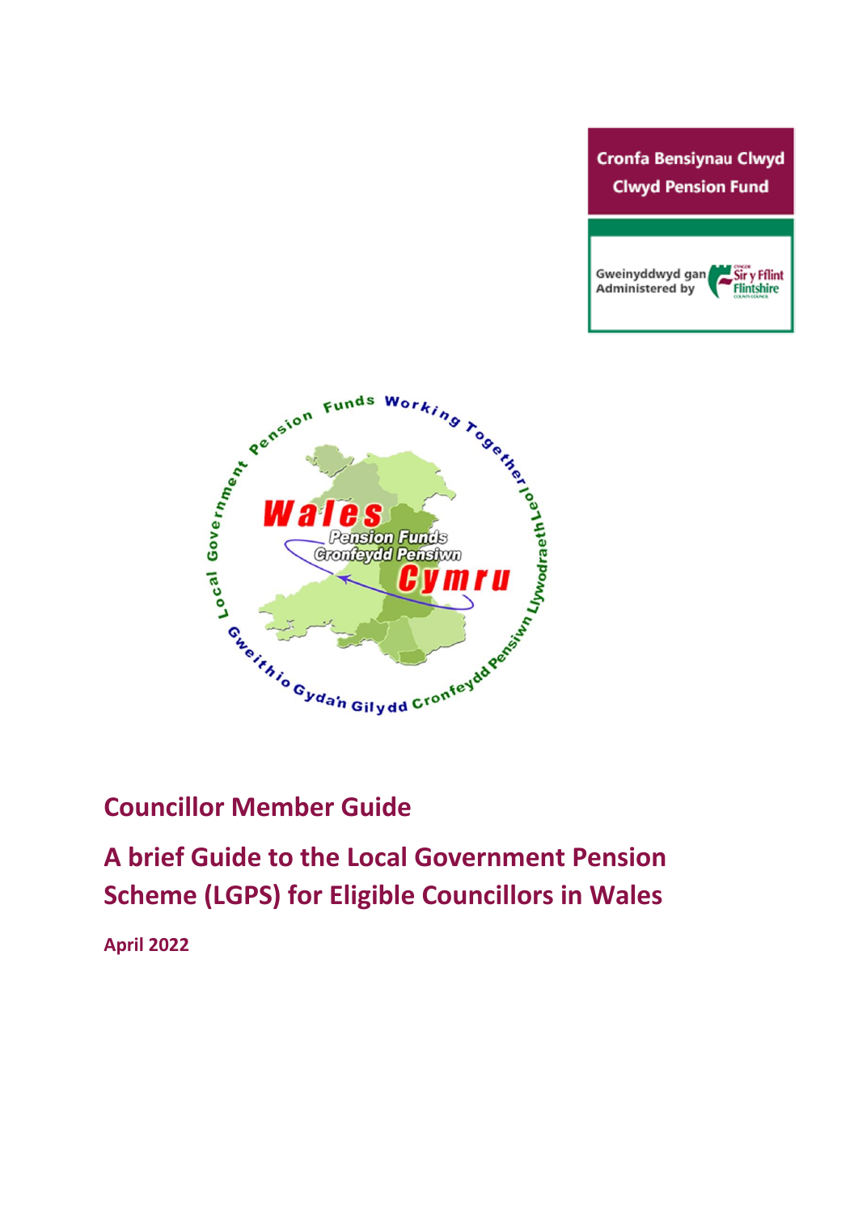Cronfa Bensiynau Clwyd
Clwyd Pension Fund

Gweinyddwyd gan
Administered by

# Councillor Member Guide

## A brief Guide to the Local Government Pension Scheme (LGPS) for Eligible Councillors in Wales

**April 2022**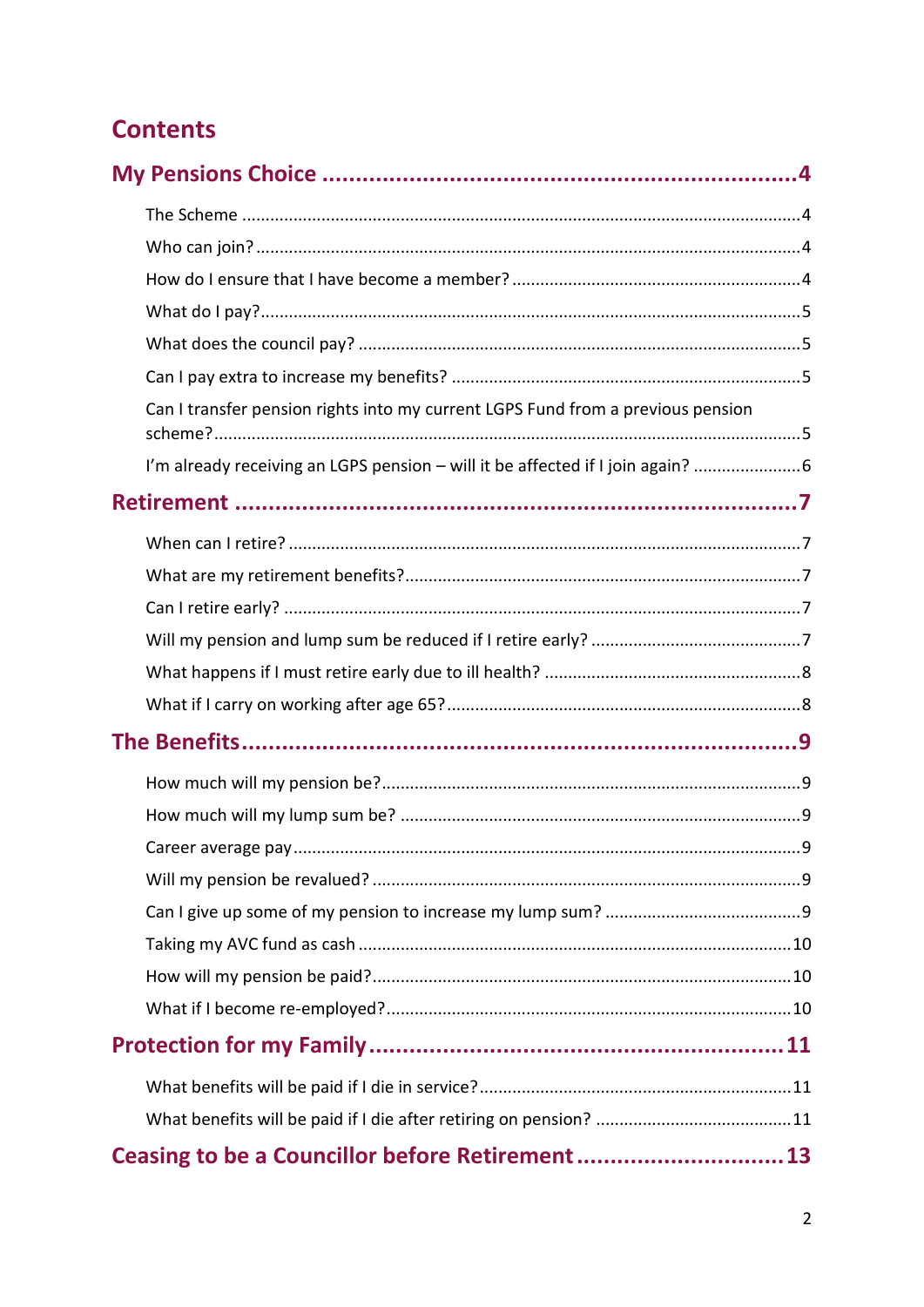# Contents

## My Pensions Choice ... 4

- The Scheme ... 4
- Who can join? ... 4
- How do I ensure that I have become a member? ... 4
- What do I pay? ... 5
- What does the council pay? ... 5
- Can I pay extra to increase my benefits? ... 5
- Can I transfer pension rights into my current LGPS Fund from a previous pension scheme? ... 5
- I'm already receiving an LGPS pension – will it be affected if I join again? ... 6

## Retirement ... 7

- When can I retire? ... 7
- What are my retirement benefits? ... 7
- Can I retire early? ... 7
- Will my pension and lump sum be reduced if I retire early? ... 7
- What happens if I must retire early due to ill health? ... 8
- What if I carry on working after age 65? ... 8

## The Benefits ... 9

- How much will my pension be? ... 9
- How much will my lump sum be? ... 9
- Career average pay ... 9
- Will my pension be revalued? ... 9
- Can I give up some of my pension to increase my lump sum? ... 9
- Taking my AVC fund as cash ... 10
- How will my pension be paid? ... 10
- What if I become re-employed? ... 10

## Protection for my Family ... 11

- What benefits will be paid if I die in service? ... 11
- What benefits will be paid if I die after retiring on pension? ... 11

## Ceasing to be a Councillor before Retirement ... 13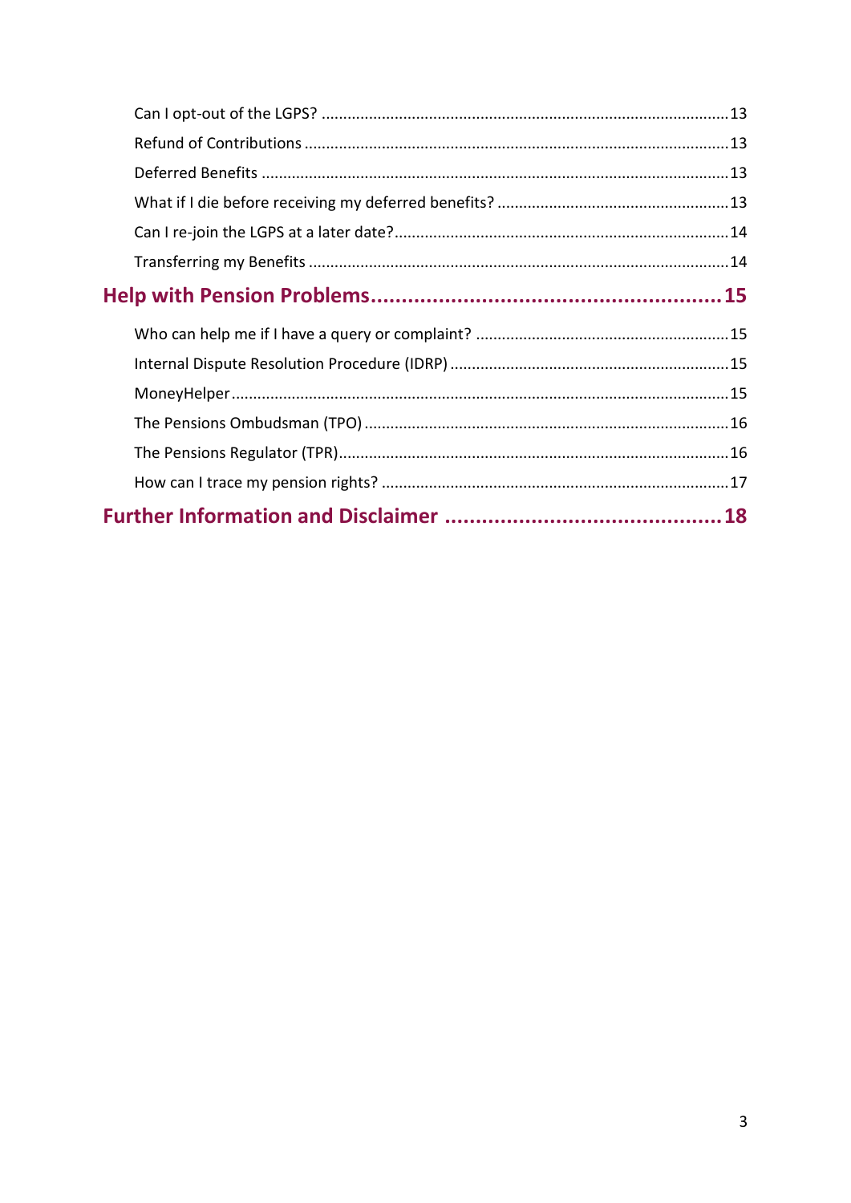- Can I opt-out of the LGPS? ....... 13
- Refund of Contributions ....... 13
- Deferred Benefits ....... 13
- What if I die before receiving my deferred benefits? ....... 13
- Can I re-join the LGPS at a later date? ....... 14
- Transferring my Benefits ....... 14

**Help with Pension Problems ....... 15**

- Who can help me if I have a query or complaint? ....... 15
- Internal Dispute Resolution Procedure (IDRP) ....... 15
- MoneyHelper ....... 15
- The Pensions Ombudsman (TPO) ....... 16
- The Pensions Regulator (TPR) ....... 16
- How can I trace my pension rights? ....... 17

**Further Information and Disclaimer ....... 18**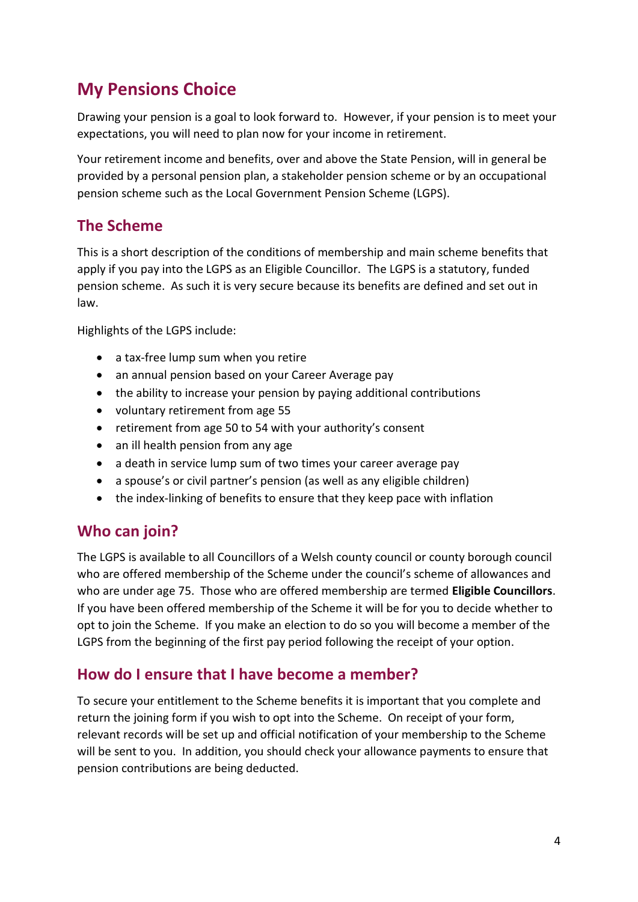# My Pensions Choice

Drawing your pension is a goal to look forward to. However, if your pension is to meet your expectations, you will need to plan now for your income in retirement.

Your retirement income and benefits, over and above the State Pension, will in general be provided by a personal pension plan, a stakeholder pension scheme or by an occupational pension scheme such as the Local Government Pension Scheme (LGPS).

## The Scheme

This is a short description of the conditions of membership and main scheme benefits that apply if you pay into the LGPS as an Eligible Councillor. The LGPS is a statutory, funded pension scheme. As such it is very secure because its benefits are defined and set out in law.

Highlights of the LGPS include:

- a tax-free lump sum when you retire
- an annual pension based on your Career Average pay
- the ability to increase your pension by paying additional contributions
- voluntary retirement from age 55
- retirement from age 50 to 54 with your authority's consent
- an ill health pension from any age
- a death in service lump sum of two times your career average pay
- a spouse's or civil partner's pension (as well as any eligible children)
- the index-linking of benefits to ensure that they keep pace with inflation

## Who can join?

The LGPS is available to all Councillors of a Welsh county council or county borough council who are offered membership of the Scheme under the council's scheme of allowances and who are under age 75. Those who are offered membership are termed **Eligible Councillors**. If you have been offered membership of the Scheme it will be for you to decide whether to opt to join the Scheme. If you make an election to do so you will become a member of the LGPS from the beginning of the first pay period following the receipt of your option.

## How do I ensure that I have become a member?

To secure your entitlement to the Scheme benefits it is important that you complete and return the joining form if you wish to opt into the Scheme. On receipt of your form, relevant records will be set up and official notification of your membership to the Scheme will be sent to you. In addition, you should check your allowance payments to ensure that pension contributions are being deducted.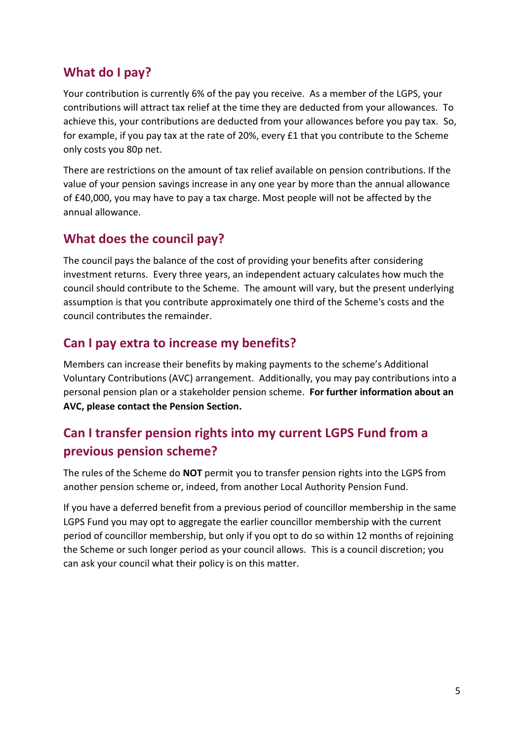## What do I pay?

Your contribution is currently 6% of the pay you receive. As a member of the LGPS, your contributions will attract tax relief at the time they are deducted from your allowances. To achieve this, your contributions are deducted from your allowances before you pay tax. So, for example, if you pay tax at the rate of 20%, every £1 that you contribute to the Scheme only costs you 80p net.

There are restrictions on the amount of tax relief available on pension contributions. If the value of your pension savings increase in any one year by more than the annual allowance of £40,000, you may have to pay a tax charge. Most people will not be affected by the annual allowance.

## What does the council pay?

The council pays the balance of the cost of providing your benefits after considering investment returns. Every three years, an independent actuary calculates how much the council should contribute to the Scheme. The amount will vary, but the present underlying assumption is that you contribute approximately one third of the Scheme's costs and the council contributes the remainder.

## Can I pay extra to increase my benefits?

Members can increase their benefits by making payments to the scheme's Additional Voluntary Contributions (AVC) arrangement. Additionally, you may pay contributions into a personal pension plan or a stakeholder pension scheme. **For further information about an AVC, please contact the Pension Section.**

## Can I transfer pension rights into my current LGPS Fund from a previous pension scheme?

The rules of the Scheme do **NOT** permit you to transfer pension rights into the LGPS from another pension scheme or, indeed, from another Local Authority Pension Fund.

If you have a deferred benefit from a previous period of councillor membership in the same LGPS Fund you may opt to aggregate the earlier councillor membership with the current period of councillor membership, but only if you opt to do so within 12 months of rejoining the Scheme or such longer period as your council allows. This is a council discretion; you can ask your council what their policy is on this matter.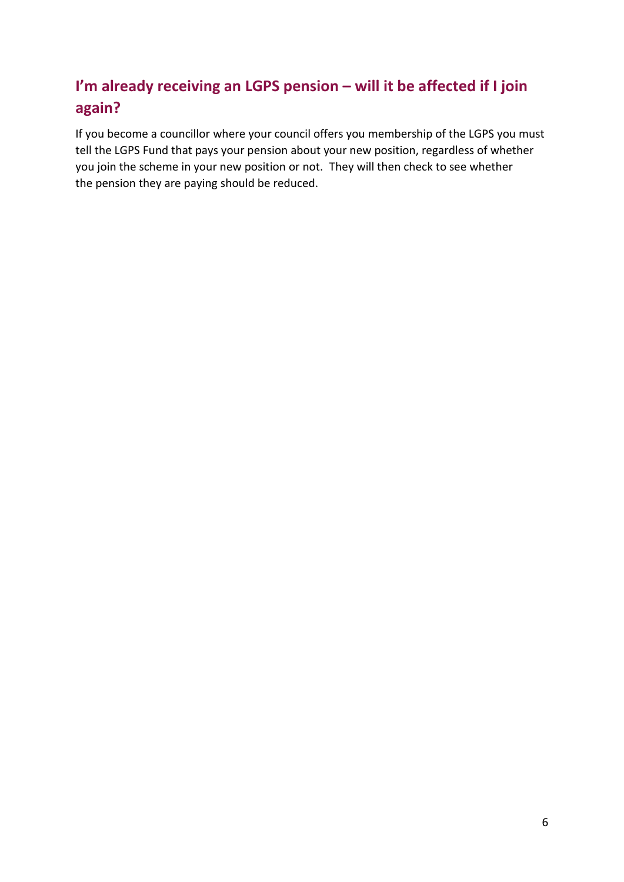## I'm already receiving an LGPS pension – will it be affected if I join again?

If you become a councillor where your council offers you membership of the LGPS you must tell the LGPS Fund that pays your pension about your new position, regardless of whether you join the scheme in your new position or not. They will then check to see whether the pension they are paying should be reduced.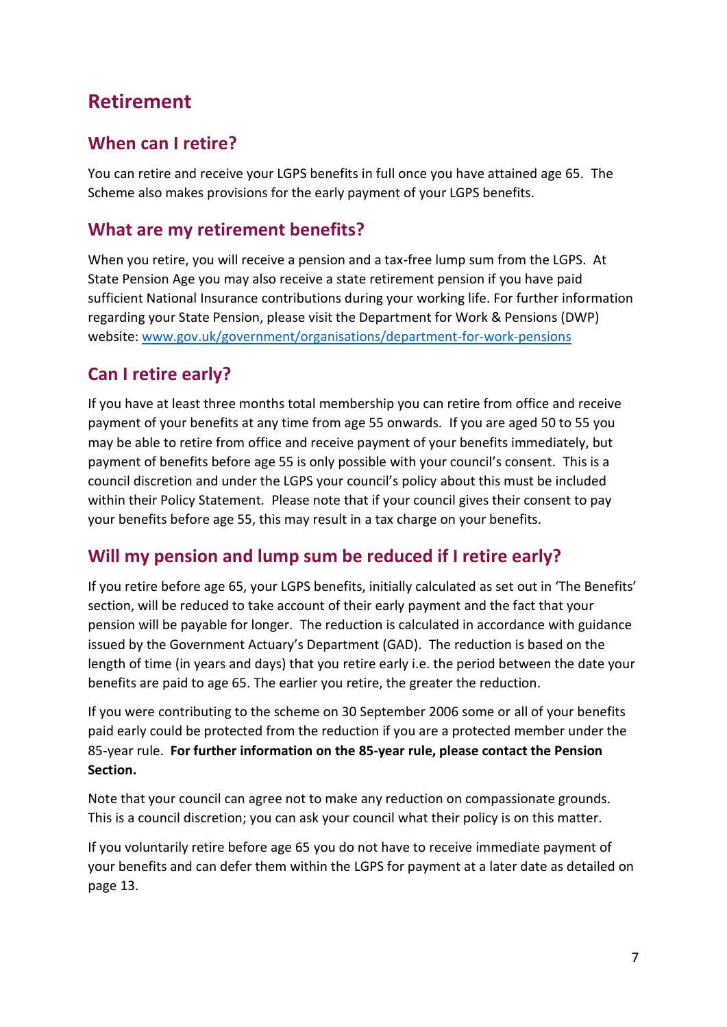# Retirement

## When can I retire?

You can retire and receive your LGPS benefits in full once you have attained age 65. The Scheme also makes provisions for the early payment of your LGPS benefits.

## What are my retirement benefits?

When you retire, you will receive a pension and a tax-free lump sum from the LGPS. At State Pension Age you may also receive a state retirement pension if you have paid sufficient National Insurance contributions during your working life. For further information regarding your State Pension, please visit the Department for Work & Pensions (DWP) website: [www.gov.uk/government/organisations/department-for-work-pensions](http://www.gov.uk/government/organisations/department-for-work-pensions)

## Can I retire early?

If you have at least three months total membership you can retire from office and receive payment of your benefits at any time from age 55 onwards. If you are aged 50 to 55 you may be able to retire from office and receive payment of your benefits immediately, but payment of benefits before age 55 is only possible with your council's consent. This is a council discretion and under the LGPS your council's policy about this must be included within their Policy Statement. Please note that if your council gives their consent to pay your benefits before age 55, this may result in a tax charge on your benefits.

## Will my pension and lump sum be reduced if I retire early?

If you retire before age 65, your LGPS benefits, initially calculated as set out in 'The Benefits' section, will be reduced to take account of their early payment and the fact that your pension will be payable for longer. The reduction is calculated in accordance with guidance issued by the Government Actuary's Department (GAD). The reduction is based on the length of time (in years and days) that you retire early i.e. the period between the date your benefits are paid to age 65. The earlier you retire, the greater the reduction.

If you were contributing to the scheme on 30 September 2006 some or all of your benefits paid early could be protected from the reduction if you are a protected member under the 85-year rule. **For further information on the 85-year rule, please contact the Pension Section.**

Note that your council can agree not to make any reduction on compassionate grounds. This is a council discretion; you can ask your council what their policy is on this matter.

If you voluntarily retire before age 65 you do not have to receive immediate payment of your benefits and can defer them within the LGPS for payment at a later date as detailed on page 13.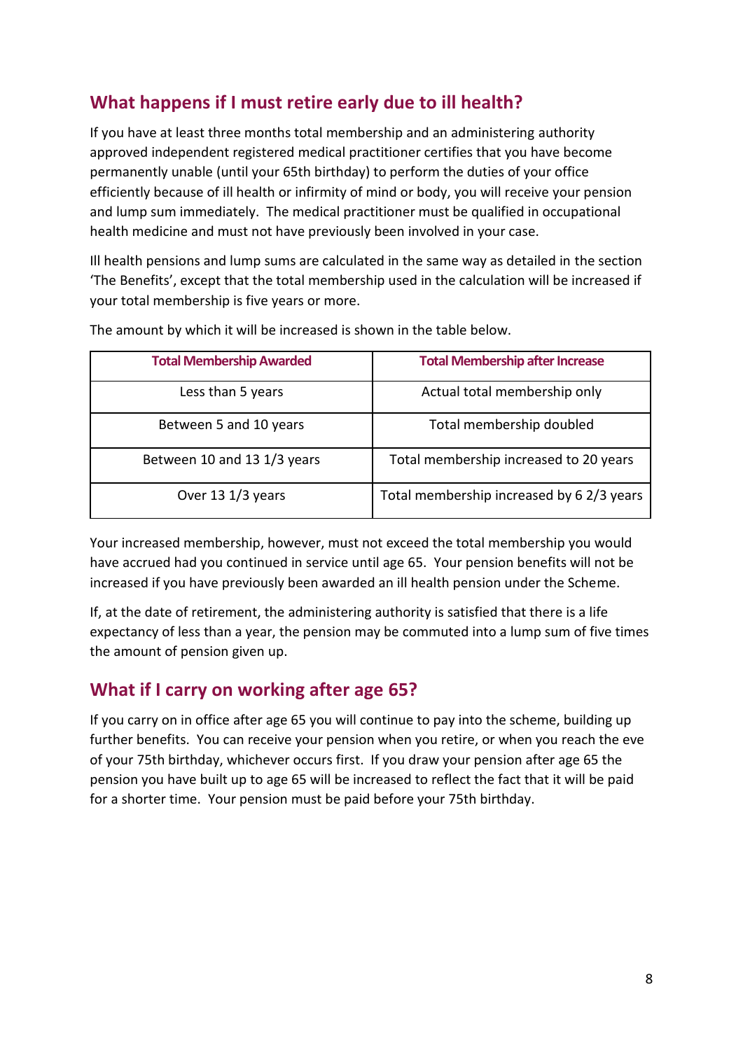## What happens if I must retire early due to ill health?

If you have at least three months total membership and an administering authority approved independent registered medical practitioner certifies that you have become permanently unable (until your 65th birthday) to perform the duties of your office efficiently because of ill health or infirmity of mind or body, you will receive your pension and lump sum immediately. The medical practitioner must be qualified in occupational health medicine and must not have previously been involved in your case.

Ill health pensions and lump sums are calculated in the same way as detailed in the section 'The Benefits', except that the total membership used in the calculation will be increased if your total membership is five years or more.

The amount by which it will be increased is shown in the table below.

| Total Membership Awarded | Total Membership after Increase |
|---|---|
| Less than 5 years | Actual total membership only |
| Between 5 and 10 years | Total membership doubled |
| Between 10 and 13 1/3 years | Total membership increased to 20 years |
| Over 13 1/3 years | Total membership increased by 6 2/3 years |

Your increased membership, however, must not exceed the total membership you would have accrued had you continued in service until age 65. Your pension benefits will not be increased if you have previously been awarded an ill health pension under the Scheme.

If, at the date of retirement, the administering authority is satisfied that there is a life expectancy of less than a year, the pension may be commuted into a lump sum of five times the amount of pension given up.

## What if I carry on working after age 65?

If you carry on in office after age 65 you will continue to pay into the scheme, building up further benefits. You can receive your pension when you retire, or when you reach the eve of your 75th birthday, whichever occurs first. If you draw your pension after age 65 the pension you have built up to age 65 will be increased to reflect the fact that it will be paid for a shorter time. Your pension must be paid before your 75th birthday.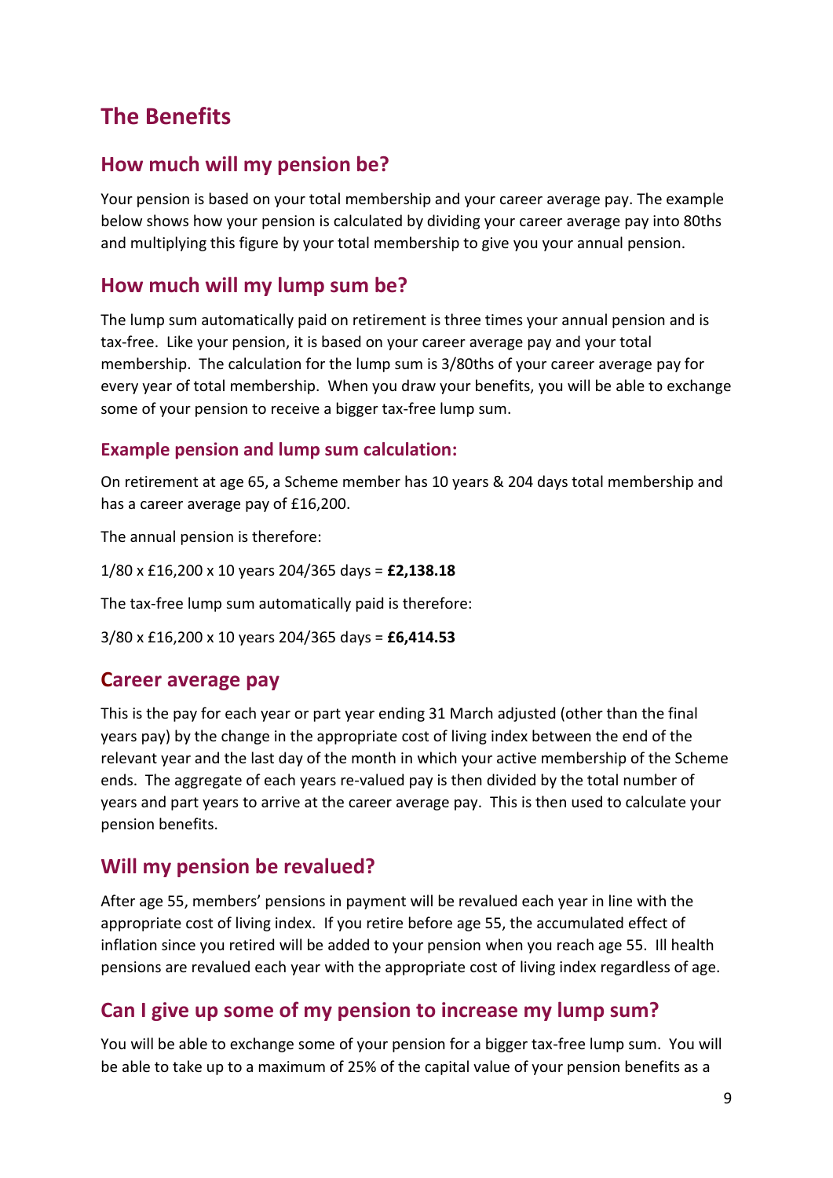# The Benefits

## How much will my pension be?

Your pension is based on your total membership and your career average pay. The example below shows how your pension is calculated by dividing your career average pay into 80ths and multiplying this figure by your total membership to give you your annual pension.

## How much will my lump sum be?

The lump sum automatically paid on retirement is three times your annual pension and is tax-free. Like your pension, it is based on your career average pay and your total membership. The calculation for the lump sum is 3/80ths of your career average pay for every year of total membership. When you draw your benefits, you will be able to exchange some of your pension to receive a bigger tax-free lump sum.

### Example pension and lump sum calculation:

On retirement at age 65, a Scheme member has 10 years & 204 days total membership and has a career average pay of £16,200.

The annual pension is therefore:

1/80 x £16,200 x 10 years 204/365 days = **£2,138.18**

The tax-free lump sum automatically paid is therefore:

3/80 x £16,200 x 10 years 204/365 days = **£6,414.53**

## Career average pay

This is the pay for each year or part year ending 31 March adjusted (other than the final years pay) by the change in the appropriate cost of living index between the end of the relevant year and the last day of the month in which your active membership of the Scheme ends. The aggregate of each years re-valued pay is then divided by the total number of years and part years to arrive at the career average pay. This is then used to calculate your pension benefits.

## Will my pension be revalued?

After age 55, members' pensions in payment will be revalued each year in line with the appropriate cost of living index. If you retire before age 55, the accumulated effect of inflation since you retired will be added to your pension when you reach age 55. Ill health pensions are revalued each year with the appropriate cost of living index regardless of age.

## Can I give up some of my pension to increase my lump sum?

You will be able to exchange some of your pension for a bigger tax-free lump sum. You will be able to take up to a maximum of 25% of the capital value of your pension benefits as a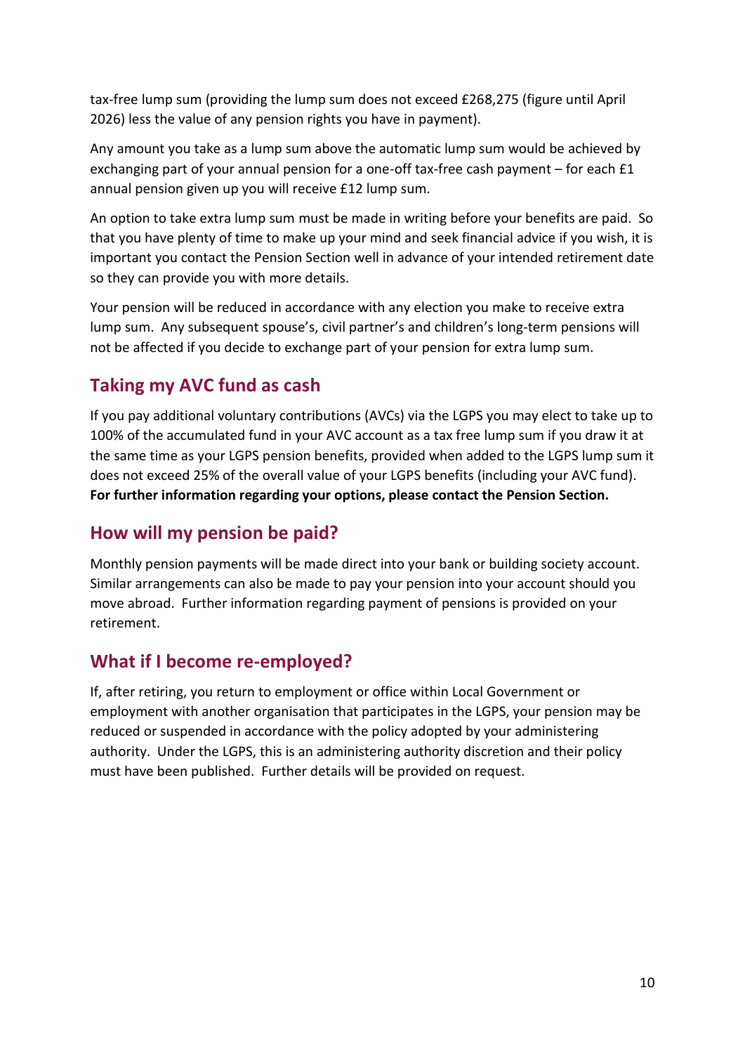tax-free lump sum (providing the lump sum does not exceed £268,275 (figure until April 2026) less the value of any pension rights you have in payment).

Any amount you take as a lump sum above the automatic lump sum would be achieved by exchanging part of your annual pension for a one-off tax-free cash payment – for each £1 annual pension given up you will receive £12 lump sum.

An option to take extra lump sum must be made in writing before your benefits are paid. So that you have plenty of time to make up your mind and seek financial advice if you wish, it is important you contact the Pension Section well in advance of your intended retirement date so they can provide you with more details.

Your pension will be reduced in accordance with any election you make to receive extra lump sum. Any subsequent spouse's, civil partner's and children's long-term pensions will not be affected if you decide to exchange part of your pension for extra lump sum.

## Taking my AVC fund as cash

If you pay additional voluntary contributions (AVCs) via the LGPS you may elect to take up to 100% of the accumulated fund in your AVC account as a tax free lump sum if you draw it at the same time as your LGPS pension benefits, provided when added to the LGPS lump sum it does not exceed 25% of the overall value of your LGPS benefits (including your AVC fund). **For further information regarding your options, please contact the Pension Section.**

## How will my pension be paid?

Monthly pension payments will be made direct into your bank or building society account. Similar arrangements can also be made to pay your pension into your account should you move abroad. Further information regarding payment of pensions is provided on your retirement.

## What if I become re-employed?

If, after retiring, you return to employment or office within Local Government or employment with another organisation that participates in the LGPS, your pension may be reduced or suspended in accordance with the policy adopted by your administering authority. Under the LGPS, this is an administering authority discretion and their policy must have been published. Further details will be provided on request.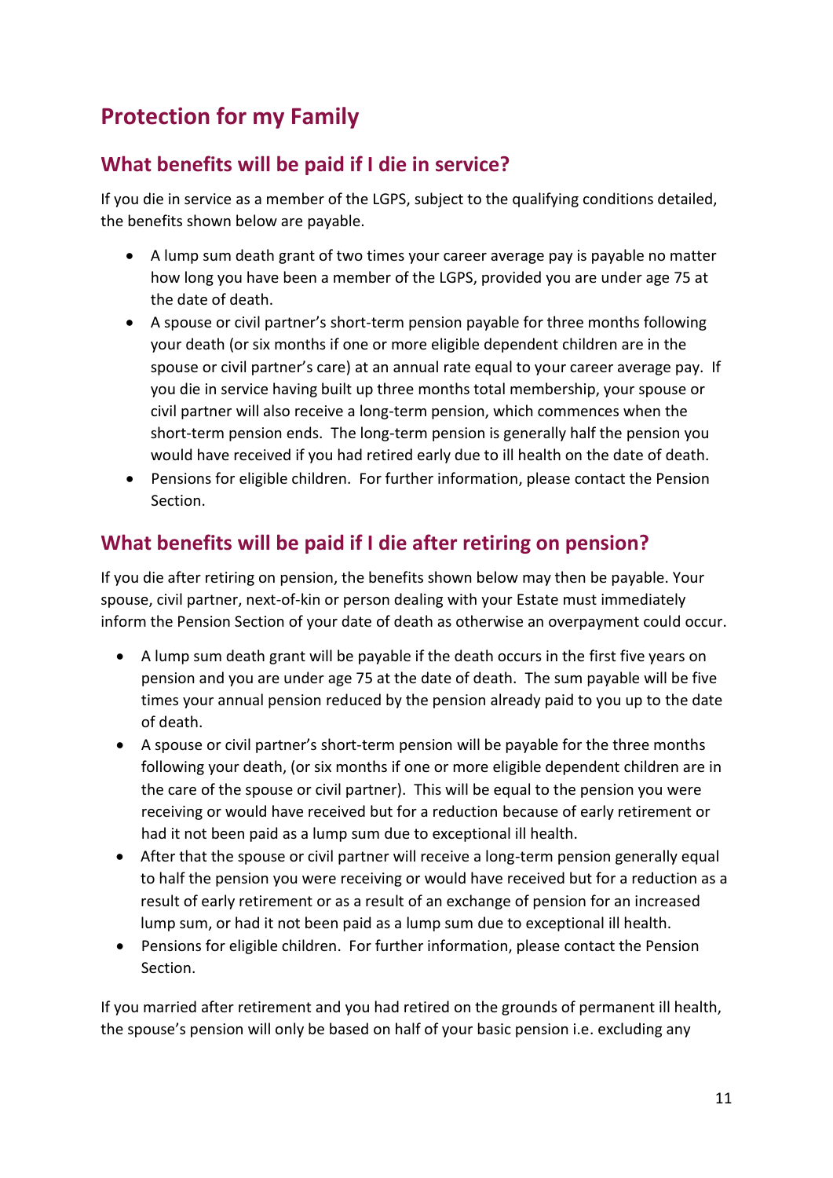# Protection for my Family

## What benefits will be paid if I die in service?

If you die in service as a member of the LGPS, subject to the qualifying conditions detailed, the benefits shown below are payable.

- A lump sum death grant of two times your career average pay is payable no matter how long you have been a member of the LGPS, provided you are under age 75 at the date of death.
- A spouse or civil partner's short-term pension payable for three months following your death (or six months if one or more eligible dependent children are in the spouse or civil partner's care) at an annual rate equal to your career average pay. If you die in service having built up three months total membership, your spouse or civil partner will also receive a long-term pension, which commences when the short-term pension ends. The long-term pension is generally half the pension you would have received if you had retired early due to ill health on the date of death.
- Pensions for eligible children. For further information, please contact the Pension Section.

## What benefits will be paid if I die after retiring on pension?

If you die after retiring on pension, the benefits shown below may then be payable. Your spouse, civil partner, next-of-kin or person dealing with your Estate must immediately inform the Pension Section of your date of death as otherwise an overpayment could occur.

- A lump sum death grant will be payable if the death occurs in the first five years on pension and you are under age 75 at the date of death. The sum payable will be five times your annual pension reduced by the pension already paid to you up to the date of death.
- A spouse or civil partner's short-term pension will be payable for the three months following your death, (or six months if one or more eligible dependent children are in the care of the spouse or civil partner). This will be equal to the pension you were receiving or would have received but for a reduction because of early retirement or had it not been paid as a lump sum due to exceptional ill health.
- After that the spouse or civil partner will receive a long-term pension generally equal to half the pension you were receiving or would have received but for a reduction as a result of early retirement or as a result of an exchange of pension for an increased lump sum, or had it not been paid as a lump sum due to exceptional ill health.
- Pensions for eligible children. For further information, please contact the Pension Section.

If you married after retirement and you had retired on the grounds of permanent ill health, the spouse's pension will only be based on half of your basic pension i.e. excluding any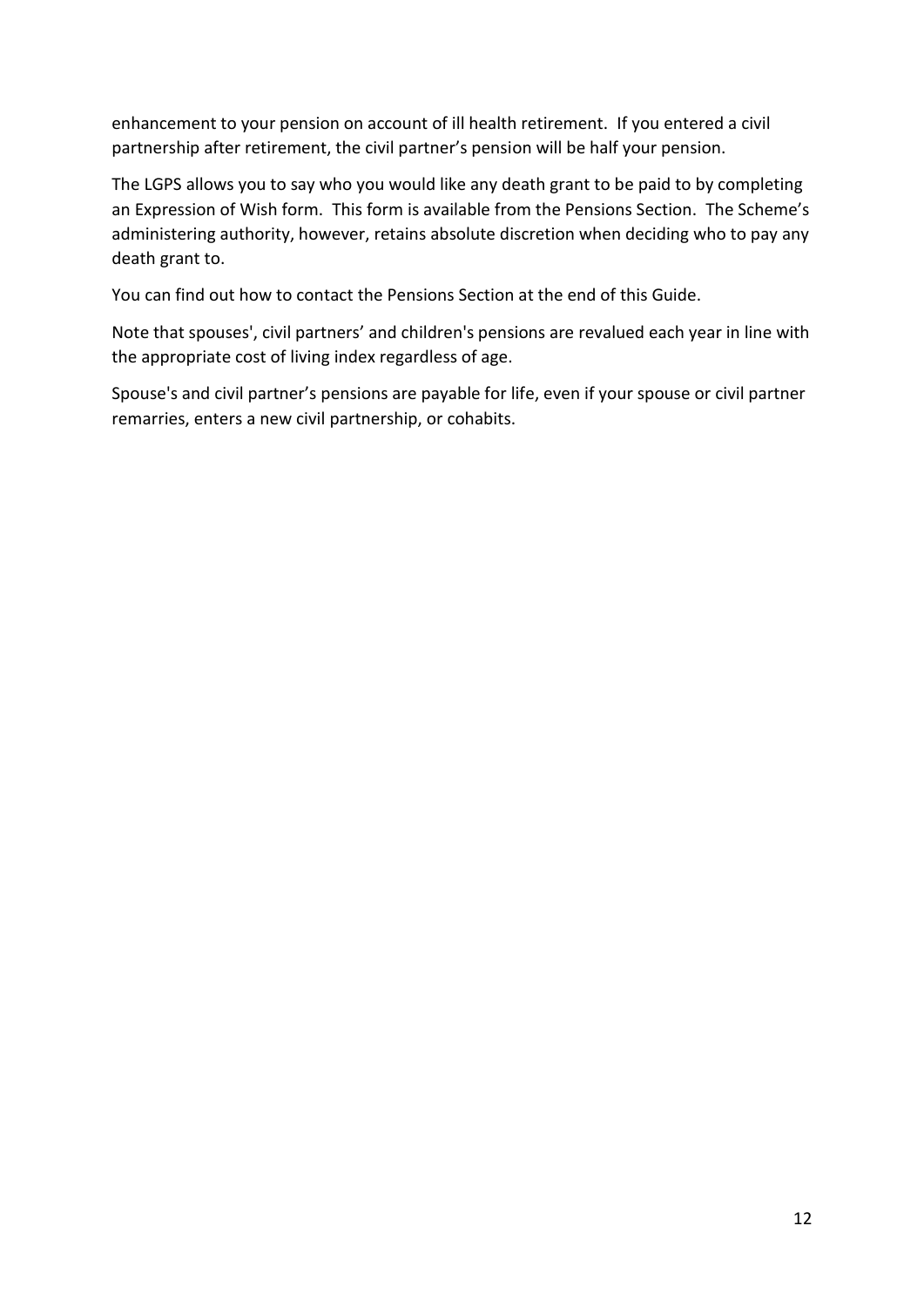enhancement to your pension on account of ill health retirement. If you entered a civil partnership after retirement, the civil partner's pension will be half your pension.

The LGPS allows you to say who you would like any death grant to be paid to by completing an Expression of Wish form. This form is available from the Pensions Section. The Scheme's administering authority, however, retains absolute discretion when deciding who to pay any death grant to.

You can find out how to contact the Pensions Section at the end of this Guide.

Note that spouses', civil partners' and children's pensions are revalued each year in line with the appropriate cost of living index regardless of age.

Spouse's and civil partner's pensions are payable for life, even if your spouse or civil partner remarries, enters a new civil partnership, or cohabits.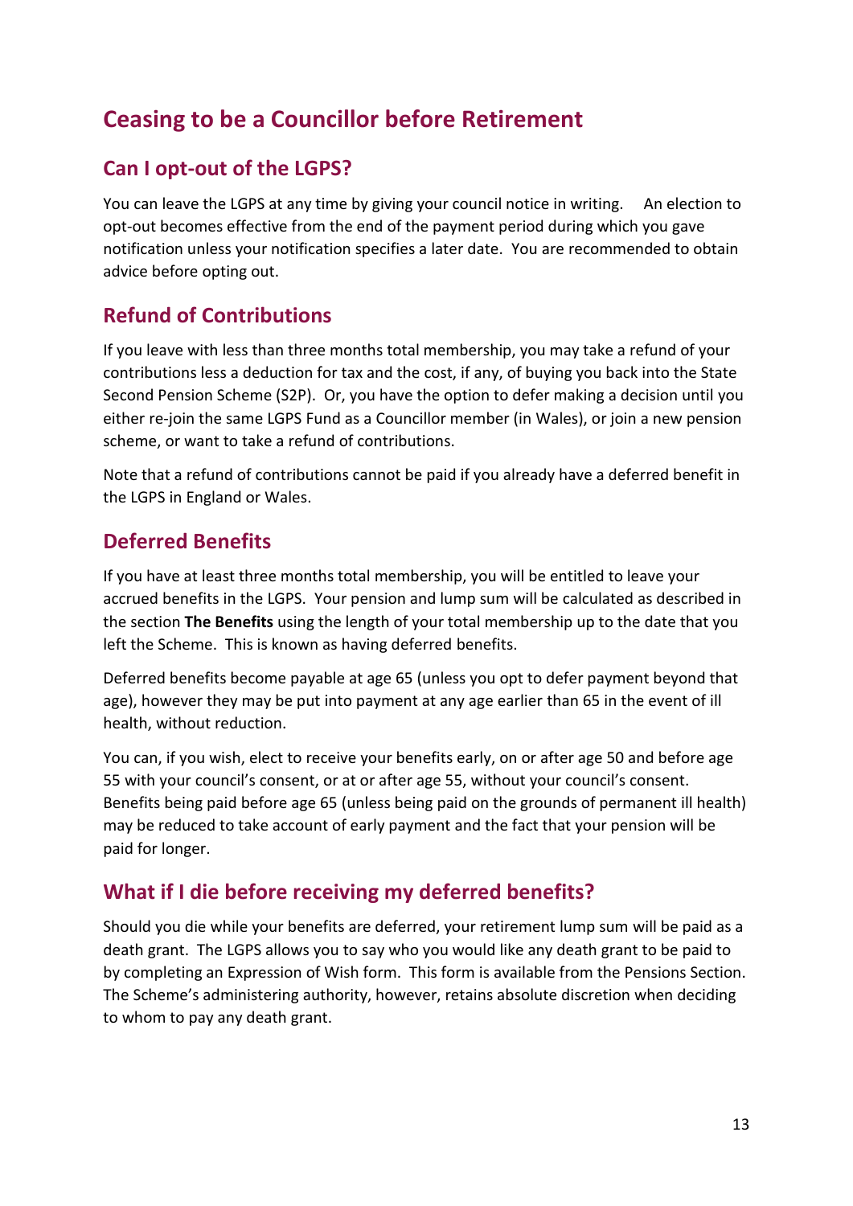# Ceasing to be a Councillor before Retirement

## Can I opt-out of the LGPS?

You can leave the LGPS at any time by giving your council notice in writing. An election to opt-out becomes effective from the end of the payment period during which you gave notification unless your notification specifies a later date. You are recommended to obtain advice before opting out.

## Refund of Contributions

If you leave with less than three months total membership, you may take a refund of your contributions less a deduction for tax and the cost, if any, of buying you back into the State Second Pension Scheme (S2P). Or, you have the option to defer making a decision until you either re-join the same LGPS Fund as a Councillor member (in Wales), or join a new pension scheme, or want to take a refund of contributions.

Note that a refund of contributions cannot be paid if you already have a deferred benefit in the LGPS in England or Wales.

## Deferred Benefits

If you have at least three months total membership, you will be entitled to leave your accrued benefits in the LGPS. Your pension and lump sum will be calculated as described in the section **The Benefits** using the length of your total membership up to the date that you left the Scheme. This is known as having deferred benefits.

Deferred benefits become payable at age 65 (unless you opt to defer payment beyond that age), however they may be put into payment at any age earlier than 65 in the event of ill health, without reduction.

You can, if you wish, elect to receive your benefits early, on or after age 50 and before age 55 with your council's consent, or at or after age 55, without your council's consent. Benefits being paid before age 65 (unless being paid on the grounds of permanent ill health) may be reduced to take account of early payment and the fact that your pension will be paid for longer.

## What if I die before receiving my deferred benefits?

Should you die while your benefits are deferred, your retirement lump sum will be paid as a death grant. The LGPS allows you to say who you would like any death grant to be paid to by completing an Expression of Wish form. This form is available from the Pensions Section. The Scheme's administering authority, however, retains absolute discretion when deciding to whom to pay any death grant.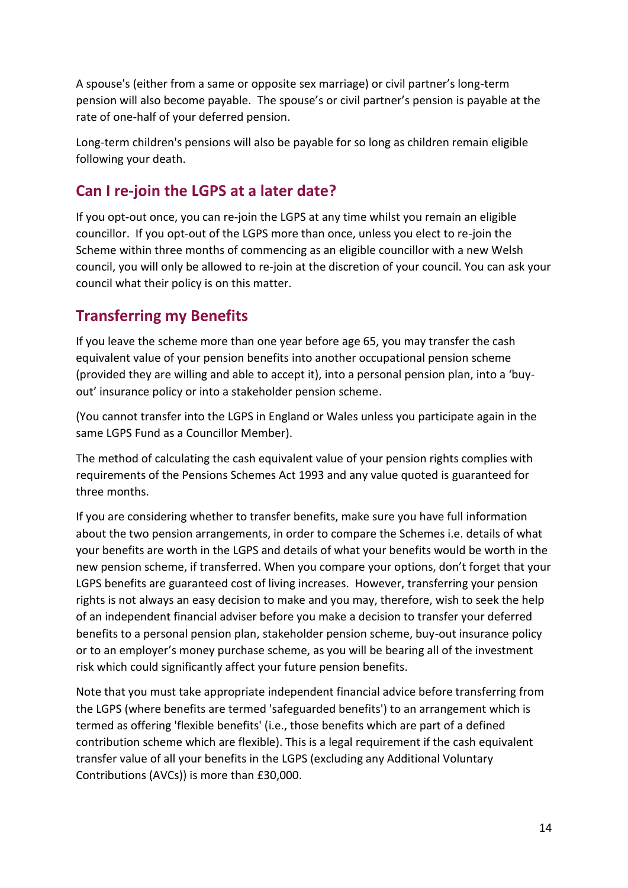A spouse's (either from a same or opposite sex marriage) or civil partner's long-term pension will also become payable. The spouse's or civil partner's pension is payable at the rate of one-half of your deferred pension.

Long-term children's pensions will also be payable for so long as children remain eligible following your death.

## Can I re-join the LGPS at a later date?

If you opt-out once, you can re-join the LGPS at any time whilst you remain an eligible councillor. If you opt-out of the LGPS more than once, unless you elect to re-join the Scheme within three months of commencing as an eligible councillor with a new Welsh council, you will only be allowed to re-join at the discretion of your council. You can ask your council what their policy is on this matter.

## Transferring my Benefits

If you leave the scheme more than one year before age 65, you may transfer the cash equivalent value of your pension benefits into another occupational pension scheme (provided they are willing and able to accept it), into a personal pension plan, into a 'buy-out' insurance policy or into a stakeholder pension scheme.

(You cannot transfer into the LGPS in England or Wales unless you participate again in the same LGPS Fund as a Councillor Member).

The method of calculating the cash equivalent value of your pension rights complies with requirements of the Pensions Schemes Act 1993 and any value quoted is guaranteed for three months.

If you are considering whether to transfer benefits, make sure you have full information about the two pension arrangements, in order to compare the Schemes i.e. details of what your benefits are worth in the LGPS and details of what your benefits would be worth in the new pension scheme, if transferred. When you compare your options, don't forget that your LGPS benefits are guaranteed cost of living increases. However, transferring your pension rights is not always an easy decision to make and you may, therefore, wish to seek the help of an independent financial adviser before you make a decision to transfer your deferred benefits to a personal pension plan, stakeholder pension scheme, buy-out insurance policy or to an employer's money purchase scheme, as you will be bearing all of the investment risk which could significantly affect your future pension benefits.

Note that you must take appropriate independent financial advice before transferring from the LGPS (where benefits are termed 'safeguarded benefits') to an arrangement which is termed as offering 'flexible benefits' (i.e., those benefits which are part of a defined contribution scheme which are flexible). This is a legal requirement if the cash equivalent transfer value of all your benefits in the LGPS (excluding any Additional Voluntary Contributions (AVCs)) is more than £30,000.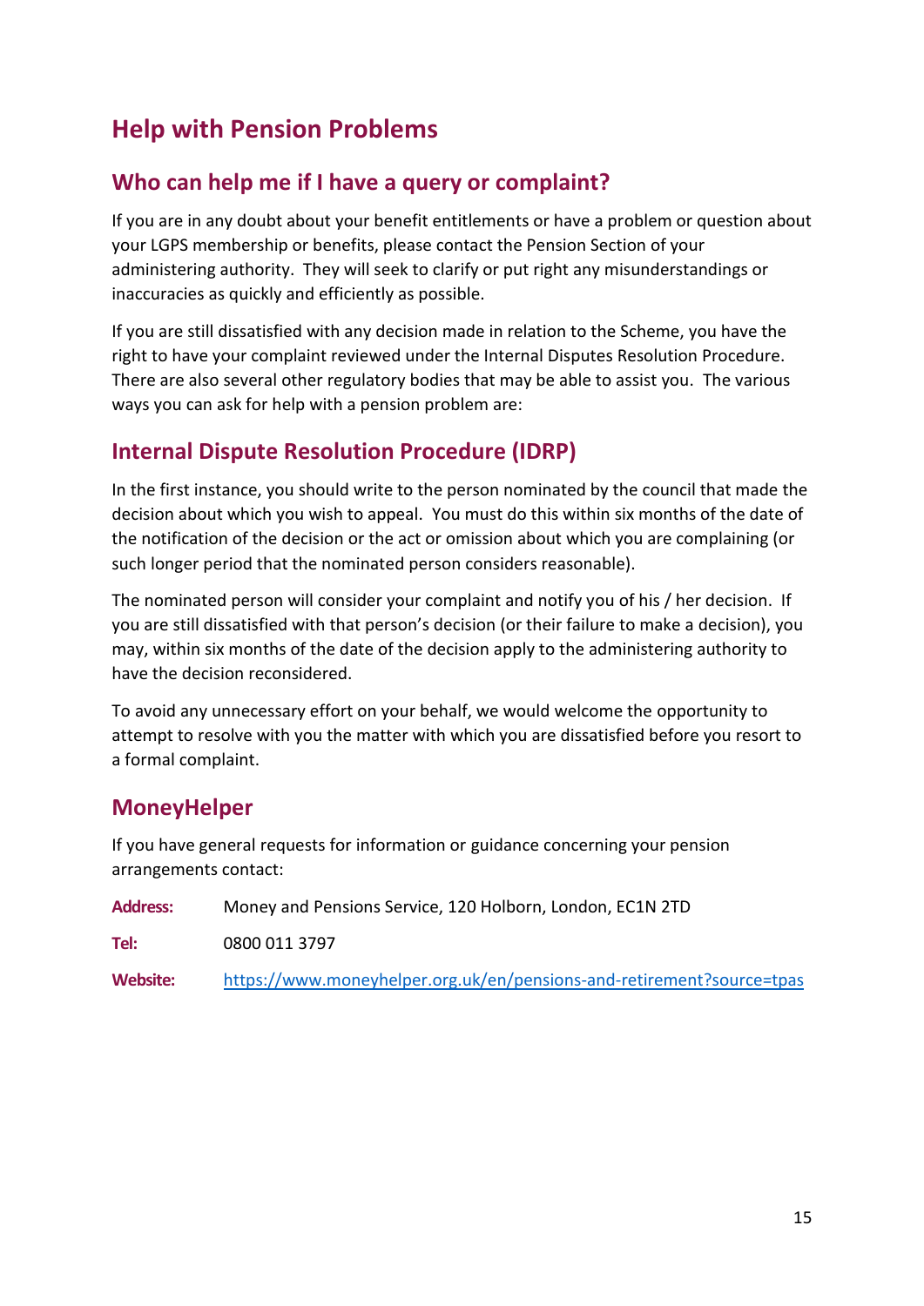# Help with Pension Problems

## Who can help me if I have a query or complaint?

If you are in any doubt about your benefit entitlements or have a problem or question about your LGPS membership or benefits, please contact the Pension Section of your administering authority. They will seek to clarify or put right any misunderstandings or inaccuracies as quickly and efficiently as possible.

If you are still dissatisfied with any decision made in relation to the Scheme, you have the right to have your complaint reviewed under the Internal Disputes Resolution Procedure. There are also several other regulatory bodies that may be able to assist you. The various ways you can ask for help with a pension problem are:

## Internal Dispute Resolution Procedure (IDRP)

In the first instance, you should write to the person nominated by the council that made the decision about which you wish to appeal. You must do this within six months of the date of the notification of the decision or the act or omission about which you are complaining (or such longer period that the nominated person considers reasonable).

The nominated person will consider your complaint and notify you of his / her decision. If you are still dissatisfied with that person's decision (or their failure to make a decision), you may, within six months of the date of the decision apply to the administering authority to have the decision reconsidered.

To avoid any unnecessary effort on your behalf, we would welcome the opportunity to attempt to resolve with you the matter with which you are dissatisfied before you resort to a formal complaint.

## MoneyHelper

If you have general requests for information or guidance concerning your pension arrangements contact:

**Address:** Money and Pensions Service, 120 Holborn, London, EC1N 2TD

**Tel:** 0800 011 3797

**Website:** https://www.moneyhelper.org.uk/en/pensions-and-retirement?source=tpas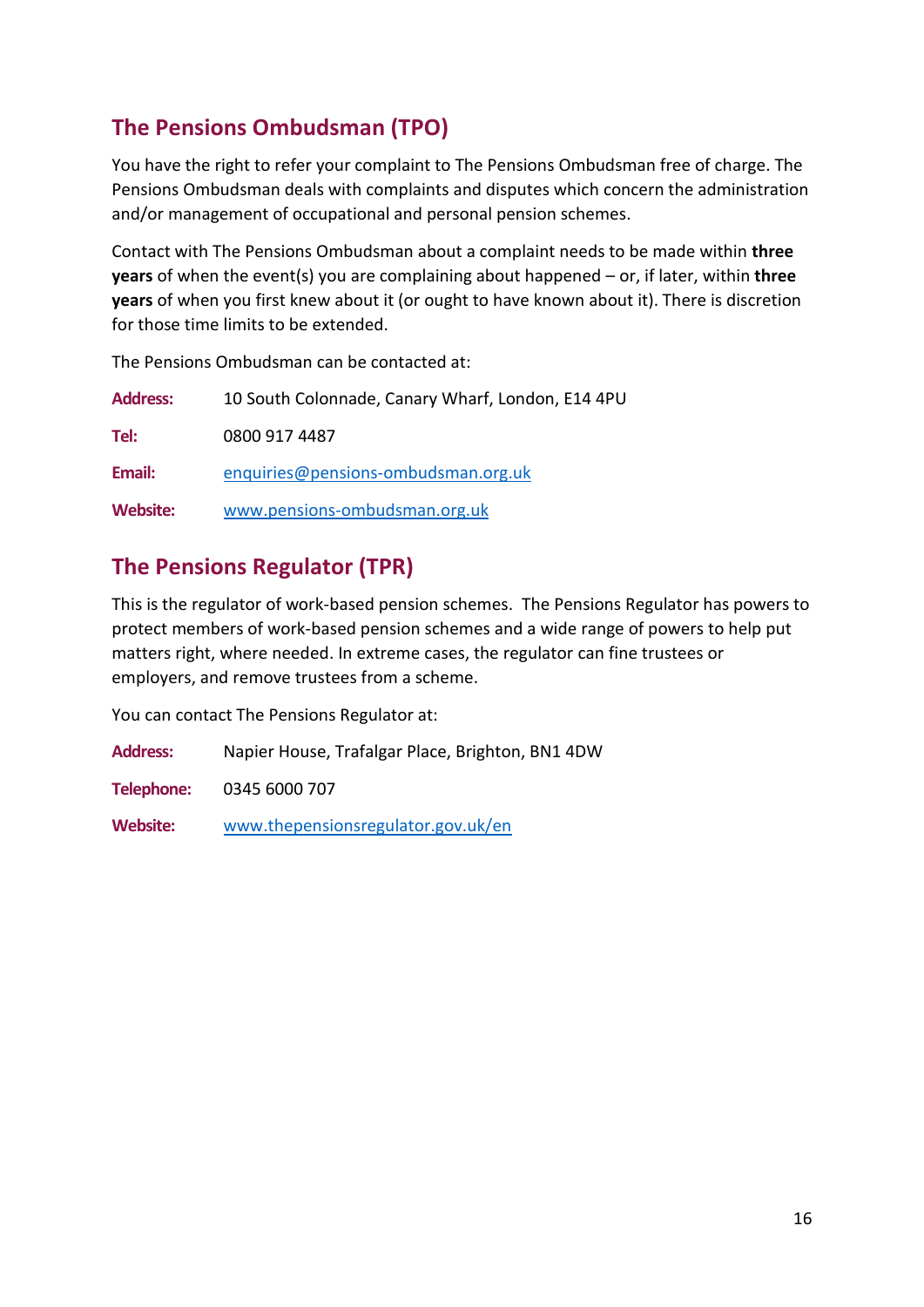## The Pensions Ombudsman (TPO)

You have the right to refer your complaint to The Pensions Ombudsman free of charge. The Pensions Ombudsman deals with complaints and disputes which concern the administration and/or management of occupational and personal pension schemes.

Contact with The Pensions Ombudsman about a complaint needs to be made within **three years** of when the event(s) you are complaining about happened – or, if later, within **three years** of when you first knew about it (or ought to have known about it). There is discretion for those time limits to be extended.

The Pensions Ombudsman can be contacted at:

**Address:** 10 South Colonnade, Canary Wharf, London, E14 4PU

**Tel:** 0800 917 4487

**Email:** enquiries@pensions-ombudsman.org.uk

**Website:** www.pensions-ombudsman.org.uk

## The Pensions Regulator (TPR)

This is the regulator of work-based pension schemes. The Pensions Regulator has powers to protect members of work-based pension schemes and a wide range of powers to help put matters right, where needed. In extreme cases, the regulator can fine trustees or employers, and remove trustees from a scheme.

You can contact The Pensions Regulator at:

**Address:** Napier House, Trafalgar Place, Brighton, BN1 4DW

**Telephone:** 0345 6000 707

**Website:** www.thepensionsregulator.gov.uk/en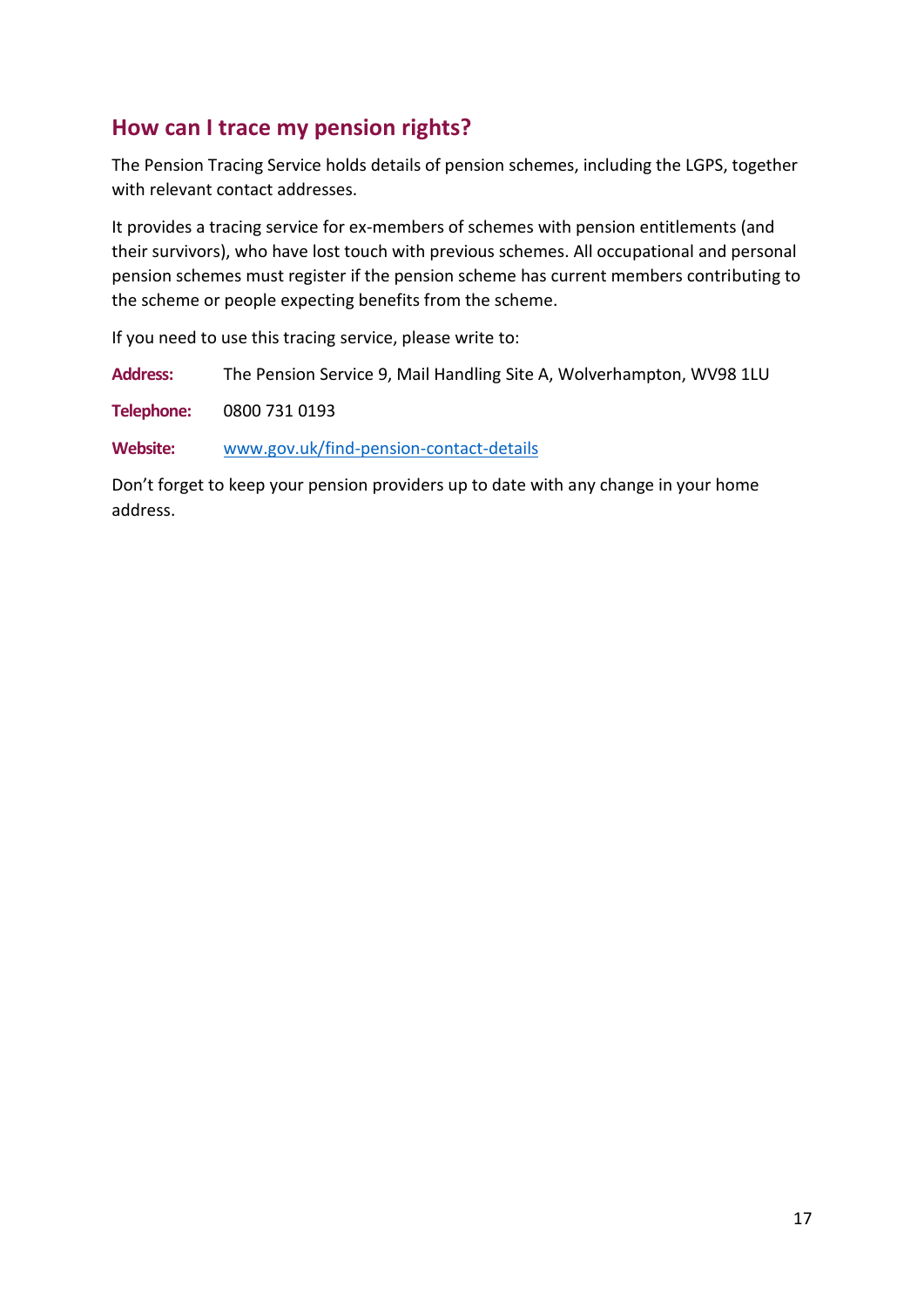## How can I trace my pension rights?

The Pension Tracing Service holds details of pension schemes, including the LGPS, together with relevant contact addresses.

It provides a tracing service for ex-members of schemes with pension entitlements (and their survivors), who have lost touch with previous schemes. All occupational and personal pension schemes must register if the pension scheme has current members contributing to the scheme or people expecting benefits from the scheme.

If you need to use this tracing service, please write to:

**Address:** The Pension Service 9, Mail Handling Site A, Wolverhampton, WV98 1LU

**Telephone:** 0800 731 0193

**Website:** www.gov.uk/find-pension-contact-details

Don't forget to keep your pension providers up to date with any change in your home address.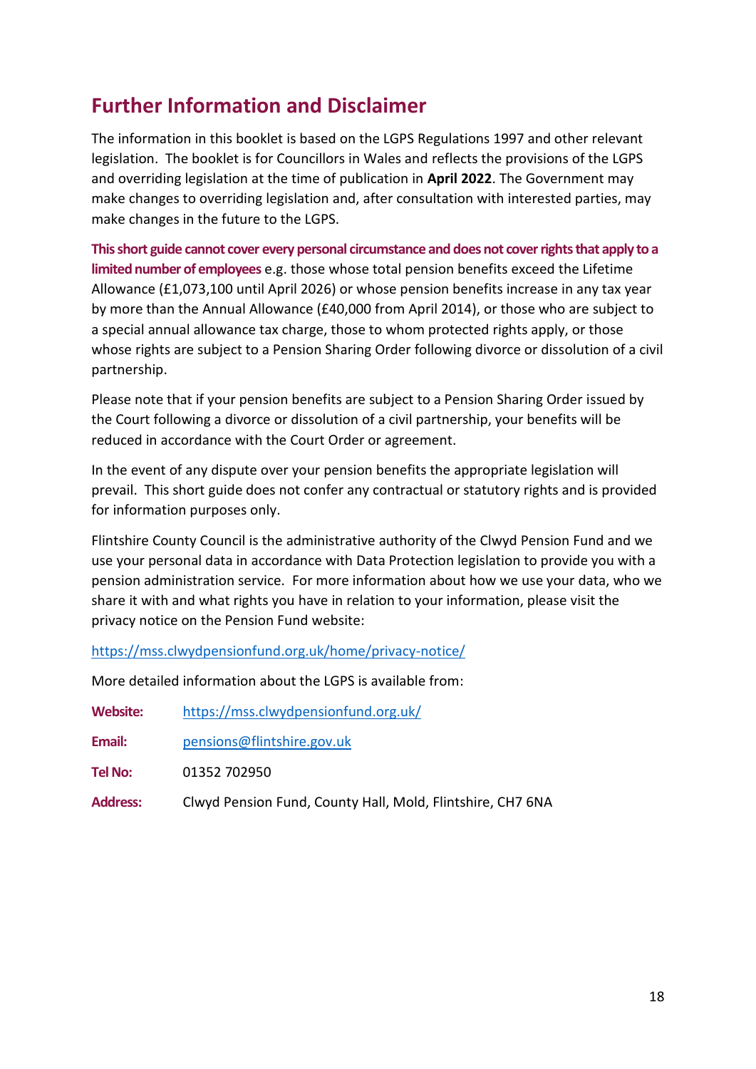## Further Information and Disclaimer

The information in this booklet is based on the LGPS Regulations 1997 and other relevant legislation. The booklet is for Councillors in Wales and reflects the provisions of the LGPS and overriding legislation at the time of publication in **April 2022**. The Government may make changes to overriding legislation and, after consultation with interested parties, may make changes in the future to the LGPS.

**This short guide cannot cover every personal circumstance and does not cover rights that apply to a limited number of employees** e.g. those whose total pension benefits exceed the Lifetime Allowance (£1,073,100 until April 2026) or whose pension benefits increase in any tax year by more than the Annual Allowance (£40,000 from April 2014), or those who are subject to a special annual allowance tax charge, those to whom protected rights apply, or those whose rights are subject to a Pension Sharing Order following divorce or dissolution of a civil partnership.

Please note that if your pension benefits are subject to a Pension Sharing Order issued by the Court following a divorce or dissolution of a civil partnership, your benefits will be reduced in accordance with the Court Order or agreement.

In the event of any dispute over your pension benefits the appropriate legislation will prevail. This short guide does not confer any contractual or statutory rights and is provided for information purposes only.

Flintshire County Council is the administrative authority of the Clwyd Pension Fund and we use your personal data in accordance with Data Protection legislation to provide you with a pension administration service. For more information about how we use your data, who we share it with and what rights you have in relation to your information, please visit the privacy notice on the Pension Fund website:

https://mss.clwydpensionfund.org.uk/home/privacy-notice/

More detailed information about the LGPS is available from:

**Website:** https://mss.clwydpensionfund.org.uk/

**Email:** pensions@flintshire.gov.uk

**Tel No:** 01352 702950

**Address:** Clwyd Pension Fund, County Hall, Mold, Flintshire, CH7 6NA